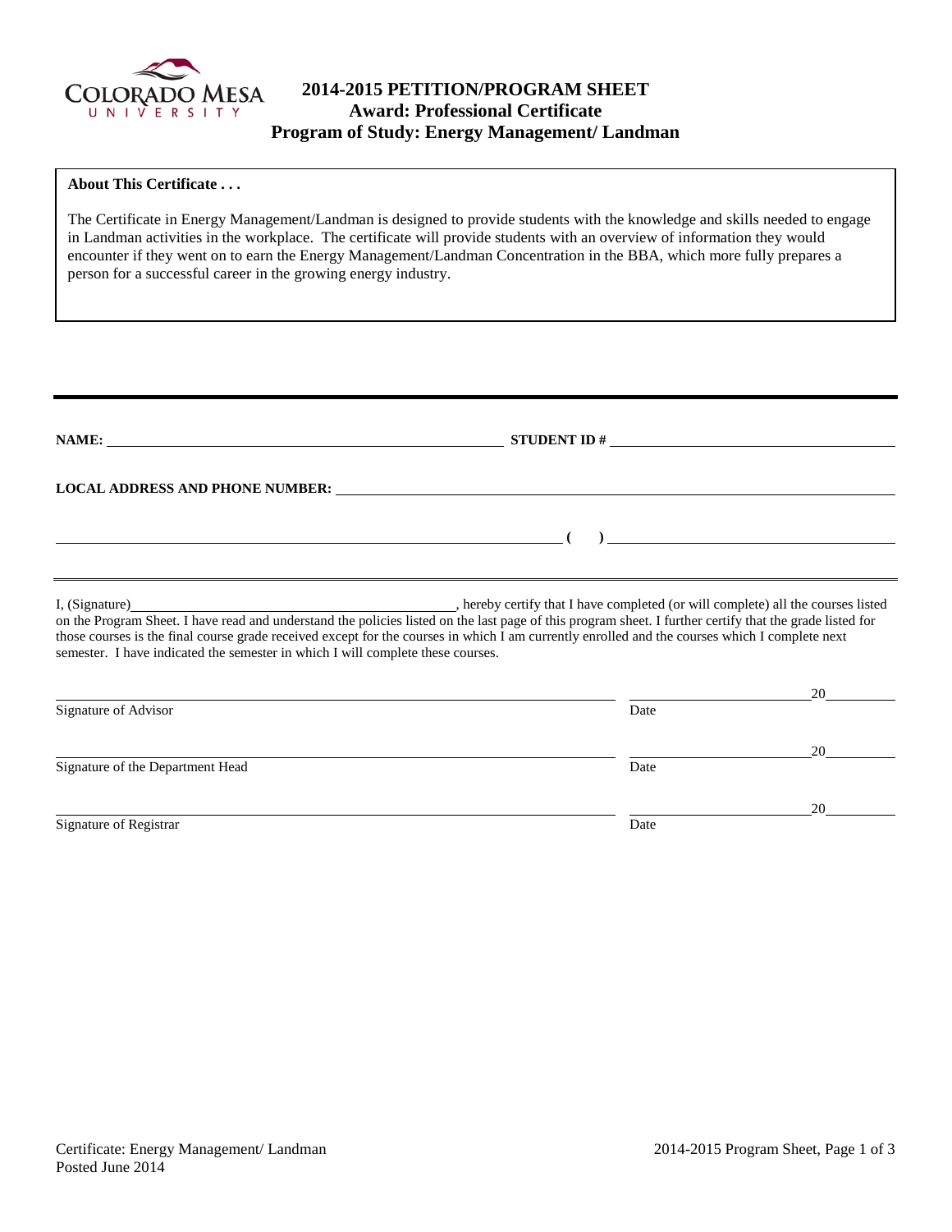# 2014-2015 PETITION/PROGRAM SHEET
## Award: Professional Certificate
## Program of Study: Energy Management/ Landman

**About This Certificate . . .**

The Certificate in Energy Management/Landman is designed to provide students with the knowledge and skills needed to engage in Landman activities in the workplace. The certificate will provide students with an overview of information they would encounter if they went on to earn the Energy Management/Landman Concentration in the BBA, which more fully prepares a person for a successful career in the growing energy industry.

---

**NAME:** ______________________________ **STUDENT ID #** ______________________________

**LOCAL ADDRESS AND PHONE NUMBER:** ______________________________

______________________________ **( )** ______________________________

I, (Signature)______________________________, hereby certify that I have completed (or will complete) all the courses listed on the Program Sheet. I have read and understand the policies listed on the last page of this program sheet. I further certify that the grade listed for those courses is the final course grade received except for the courses in which I am currently enrolled and the courses which I complete next semester. I have indicated the semester in which I will complete these courses.

______________________________ ______________20______
Signature of Advisor Date

______________________________ ______________20______
Signature of the Department Head Date

______________________________ ______________20______
Signature of Registrar Date

Certificate: Energy Management/ Landman
Posted June 2014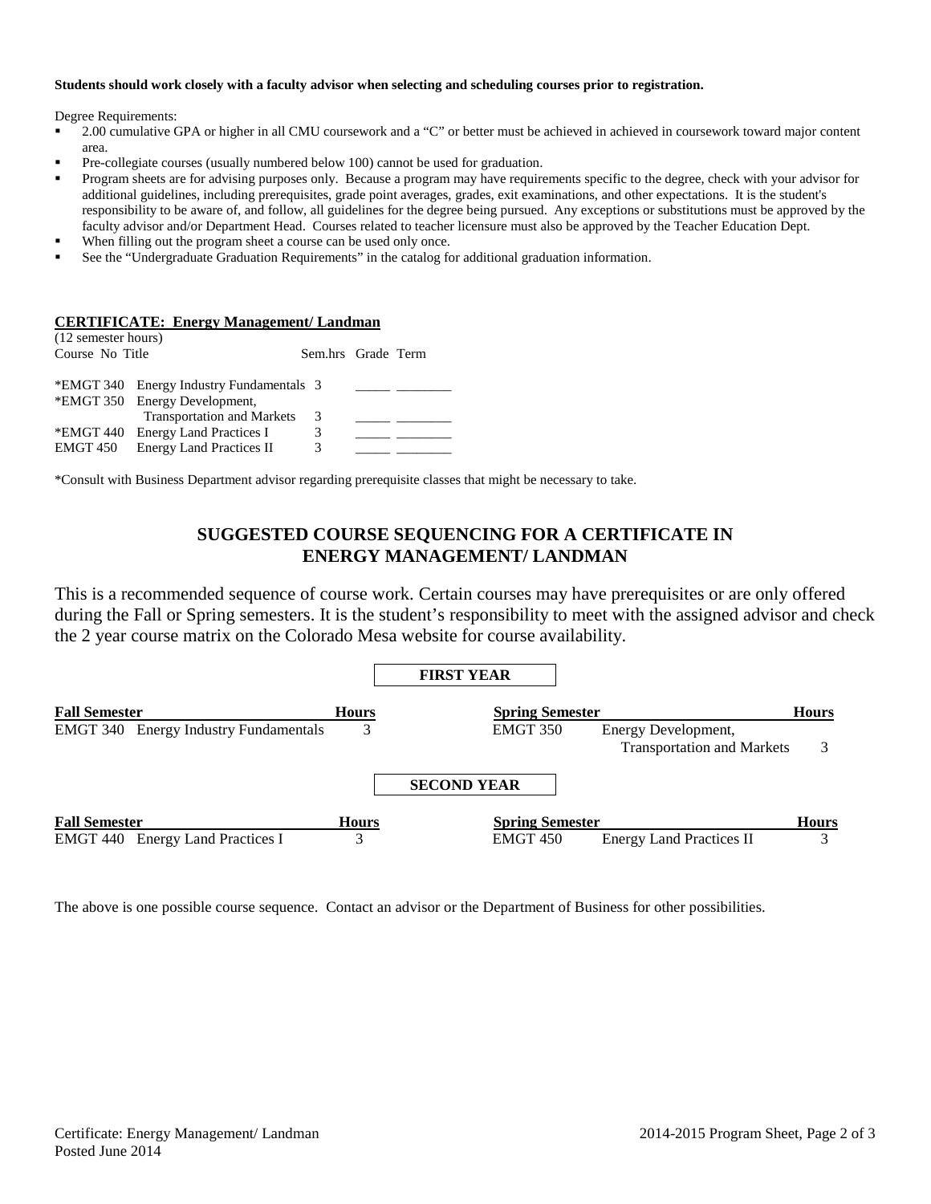**Students should work closely with a faculty advisor when selecting and scheduling courses prior to registration.**

Degree Requirements:

- 2.00 cumulative GPA or higher in all CMU coursework and a "C" or better must be achieved in achieved in coursework toward major content area.
- Pre-collegiate courses (usually numbered below 100) cannot be used for graduation.
- Program sheets are for advising purposes only. Because a program may have requirements specific to the degree, check with your advisor for additional guidelines, including prerequisites, grade point averages, grades, exit examinations, and other expectations. It is the student's responsibility to be aware of, and follow, all guidelines for the degree being pursued. Any exceptions or substitutions must be approved by the faculty advisor and/or Department Head. Courses related to teacher licensure must also be approved by the Teacher Education Dept.
- When filling out the program sheet a course can be used only once.
- See the "Undergraduate Graduation Requirements" in the catalog for additional graduation information.

**CERTIFICATE: Energy Management/ Landman**

(12 semester hours)

| Course No | Title | Sem.hrs | Grade | Term |
|---|---|---|---|---|
| *EMGT 340 | Energy Industry Fundamentals | 3 | _____ | ________ |
| *EMGT 350 | Energy Development, Transportation and Markets | 3 | _____ | ________ |
| *EMGT 440 | Energy Land Practices I | 3 | _____ | ________ |
| EMGT 450 | Energy Land Practices II | 3 | _____ | ________ |

*Consult with Business Department advisor regarding prerequisite classes that might be necessary to take.

## SUGGESTED COURSE SEQUENCING FOR A CERTIFICATE IN ENERGY MANAGEMENT/ LANDMAN

This is a recommended sequence of course work. Certain courses may have prerequisites or are only offered during the Fall or Spring semesters. It is the student's responsibility to meet with the assigned advisor and check the 2 year course matrix on the Colorado Mesa website for course availability.

### FIRST YEAR

| Fall Semester | | Hours | Spring Semester | | Hours |
|---|---|---|---|---|---|
| EMGT 340 | Energy Industry Fundamentals | 3 | EMGT 350 | Energy Development, Transportation and Markets | 3 |

### SECOND YEAR

| Fall Semester | | Hours | Spring Semester | | Hours |
|---|---|---|---|---|---|
| EMGT 440 | Energy Land Practices I | 3 | EMGT 450 | Energy Land Practices II | 3 |

The above is one possible course sequence. Contact an advisor or the Department of Business for other possibilities.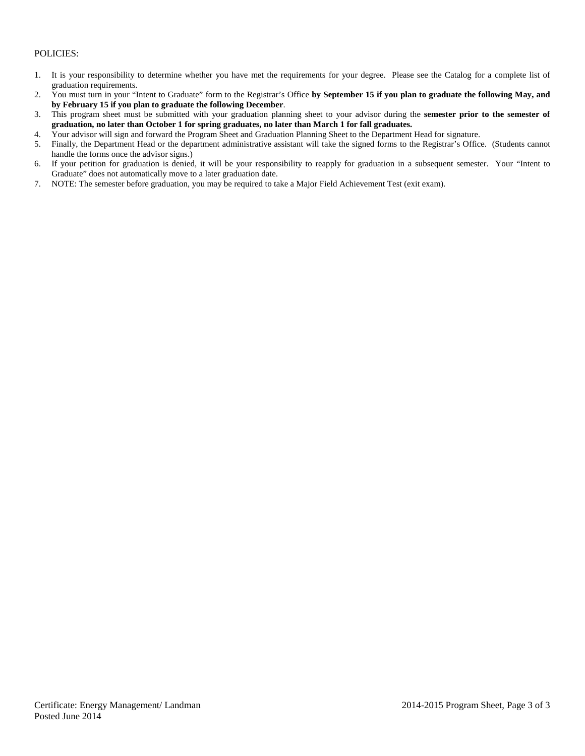POLICIES:

1. It is your responsibility to determine whether you have met the requirements for your degree. Please see the Catalog for a complete list of graduation requirements.
2. You must turn in your "Intent to Graduate" form to the Registrar's Office **by September 15 if you plan to graduate the following May, and by February 15 if you plan to graduate the following December**.
3. This program sheet must be submitted with your graduation planning sheet to your advisor during the **semester prior to the semester of graduation, no later than October 1 for spring graduates, no later than March 1 for fall graduates.**
4. Your advisor will sign and forward the Program Sheet and Graduation Planning Sheet to the Department Head for signature.
5. Finally, the Department Head or the department administrative assistant will take the signed forms to the Registrar's Office. (Students cannot handle the forms once the advisor signs.)
6. If your petition for graduation is denied, it will be your responsibility to reapply for graduation in a subsequent semester. Your "Intent to Graduate" does not automatically move to a later graduation date.
7. NOTE: The semester before graduation, you may be required to take a Major Field Achievement Test (exit exam).